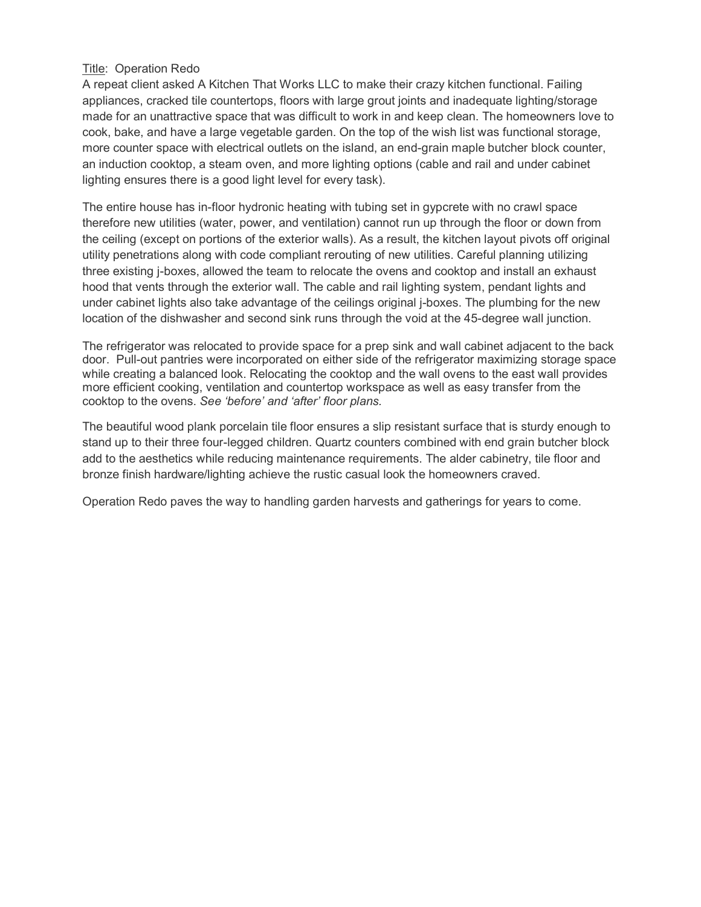<u>Title</u>: Operation Redo

A repeat client asked A Kitchen That Works LLC to make their crazy kitchen functional. Failing appliances, cracked tile countertops, floors with large grout joints and inadequate lighting/storage made for an unattractive space that was difficult to work in and keep clean. The homeowners love to cook, bake, and have a large vegetable garden. On the top of the wish list was functional storage, more counter space with electrical outlets on the island, an end-grain maple butcher block counter, an induction cooktop, a steam oven, and more lighting options (cable and rail and under cabinet lighting ensures there is a good light level for every task).

The entire house has in-floor hydronic heating with tubing set in gypcrete with no crawl space therefore new utilities (water, power, and ventilation) cannot run up through the floor or down from the ceiling (except on portions of the exterior walls). As a result, the kitchen layout pivots off original utility penetrations along with code compliant rerouting of new utilities. Careful planning utilizing three existing j-boxes, allowed the team to relocate the ovens and cooktop and install an exhaust hood that vents through the exterior wall. The cable and rail lighting system, pendant lights and under cabinet lights also take advantage of the ceilings original j-boxes. The plumbing for the new location of the dishwasher and second sink runs through the void at the 45-degree wall junction.

The refrigerator was relocated to provide space for a prep sink and wall cabinet adjacent to the back door. Pull-out pantries were incorporated on either side of the refrigerator maximizing storage space while creating a balanced look. Relocating the cooktop and the wall ovens to the east wall provides more efficient cooking, ventilation and countertop workspace as well as easy transfer from the cooktop to the ovens. *See 'before' and 'after' floor plans.*

The beautiful wood plank porcelain tile floor ensures a slip resistant surface that is sturdy enough to stand up to their three four-legged children. Quartz counters combined with end grain butcher block add to the aesthetics while reducing maintenance requirements. The alder cabinetry, tile floor and bronze finish hardware/lighting achieve the rustic casual look the homeowners craved.

Operation Redo paves the way to handling garden harvests and gatherings for years to come.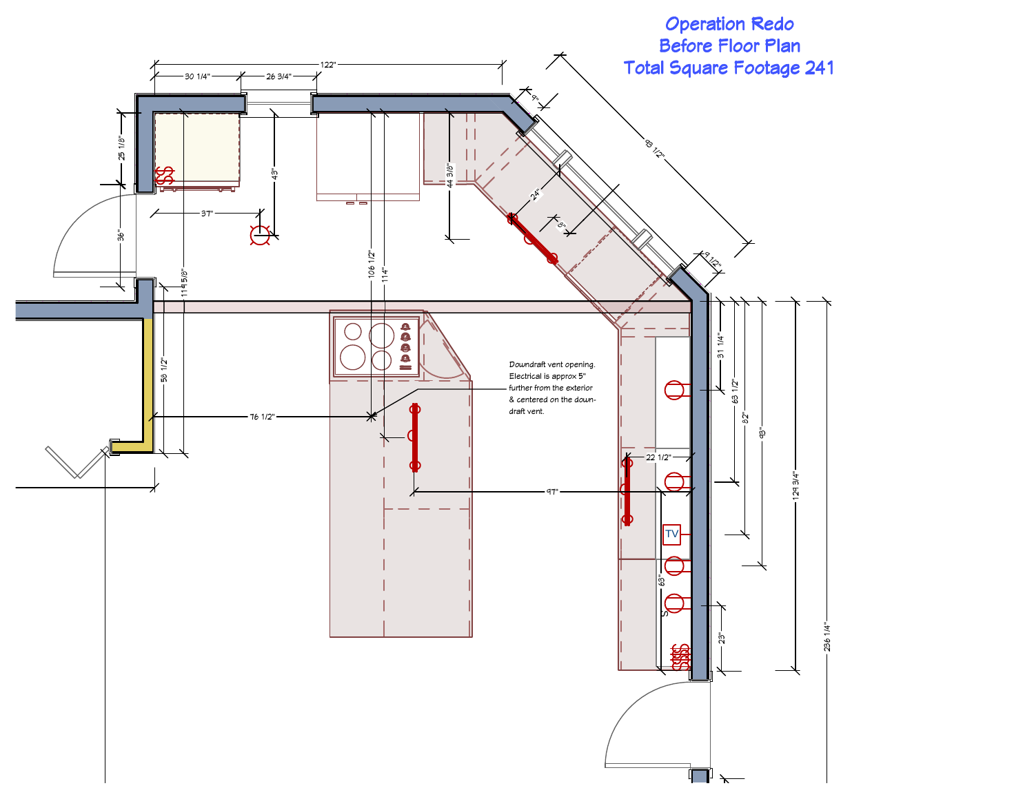# Operation Redo
## Before Floor Plan
## Total Square Footage 241

Downdraft vent opening. Electrical is approx 5" further from the exterior & centered on the down-draft vent.

122"

30 1/4"

26 3/4"

25 1/8"

43"

37"

36"

44 3/8"

9"

24"

6"

83 1/2"

9 1/2"

106 1/2"

114"

114 5/8"

58 1/2"

76 1/2"

97"

22 1/2"

31 1/4"

63 1/2"

82"

93"

129 3/4"

236 1/4"

63"

23"

TV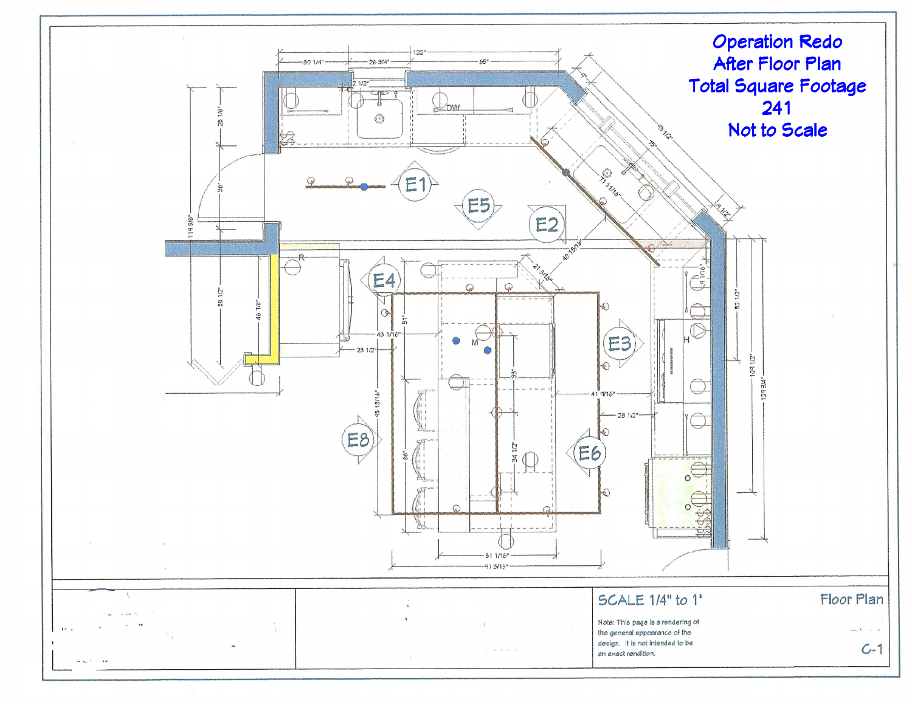# Operation Redo
# After Floor Plan
# Total Square Footage
# 241
# Not to Scale

30 1/4"
26 3/4"
122"
65"
2 1/2"
DW
9"
93 1/2"
75"
71 11/16"
1 1/2"
E1
E5
E2
E4
E3
E8
E6
25 1/8"
36"
114 5/8"
58 1/2"
46 1/8"
R
M
H
21 3/16"
40 15/16"
51"
43 1/16"
23 1/2"
45 13/16"
66"
33"
34 1/2"
41 9/16"
23 1/2"
9 1/16"
52 1/2"
109 1/2"
129 3/4"
51 1/16"
91 3/16"

SCALE 1/4" to 1'

Note: This page is a rendering of the general appearance of the design. It is not intended to be an exact rendition.

Floor Plan

C-1